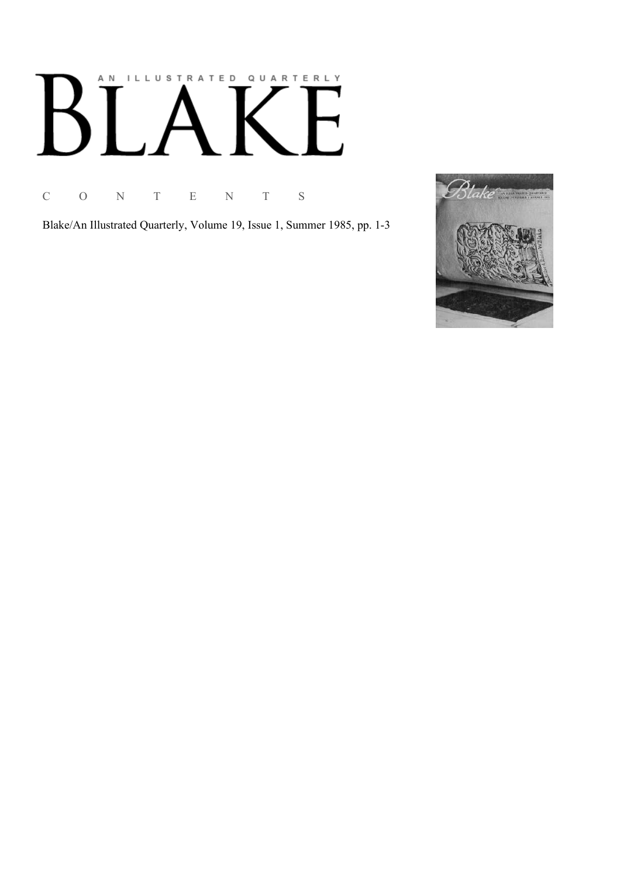# AN ILLUSTRATED QUARTERLY

# BLAKE

C O N T E N T S

Blake/An Illustrated Quarterly, Volume 19, Issue 1, Summer 1985, pp. 1-3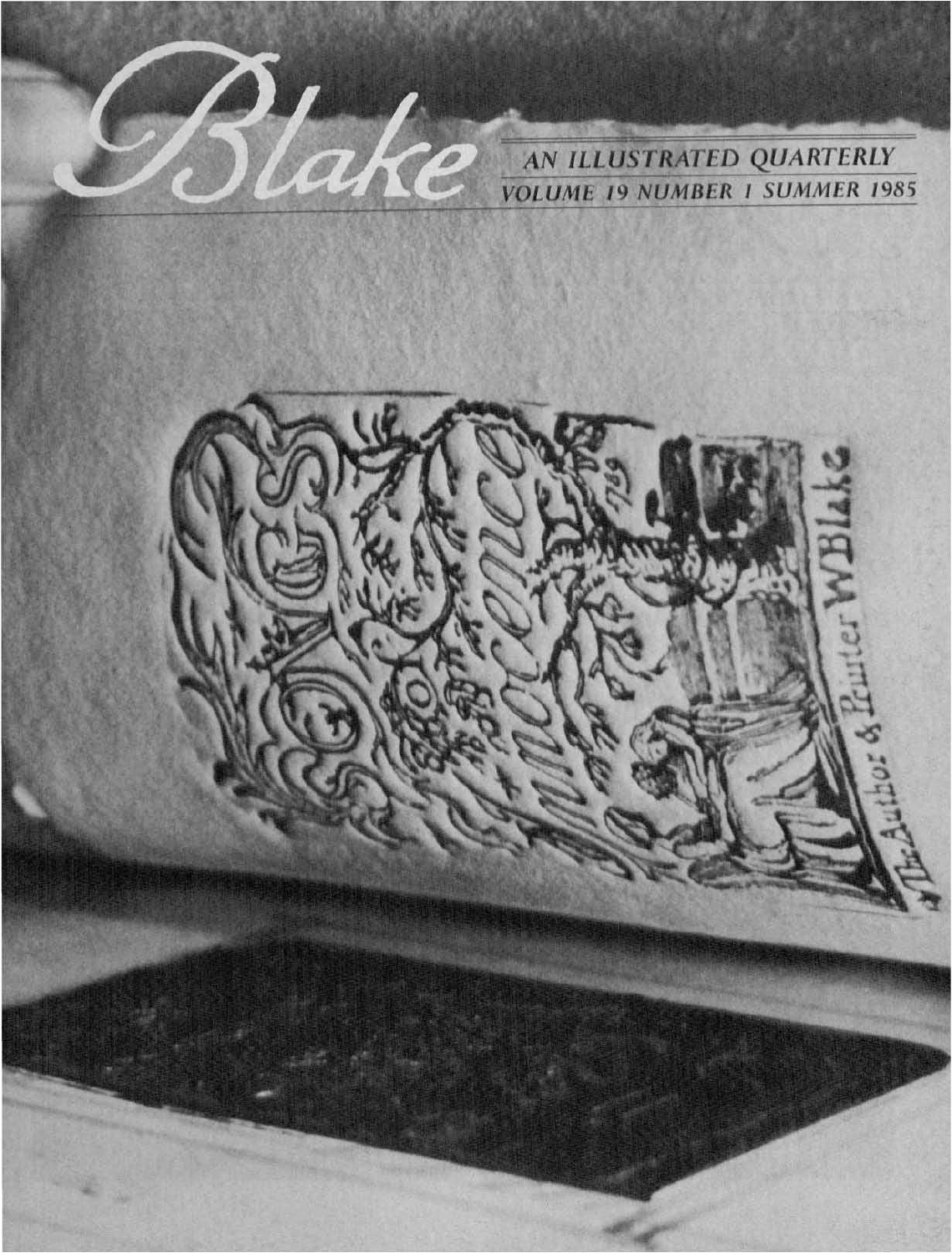# Blake

AN ILLUSTRATED QUARTERLY

VOLUME 19 NUMBER 1 SUMMER 1985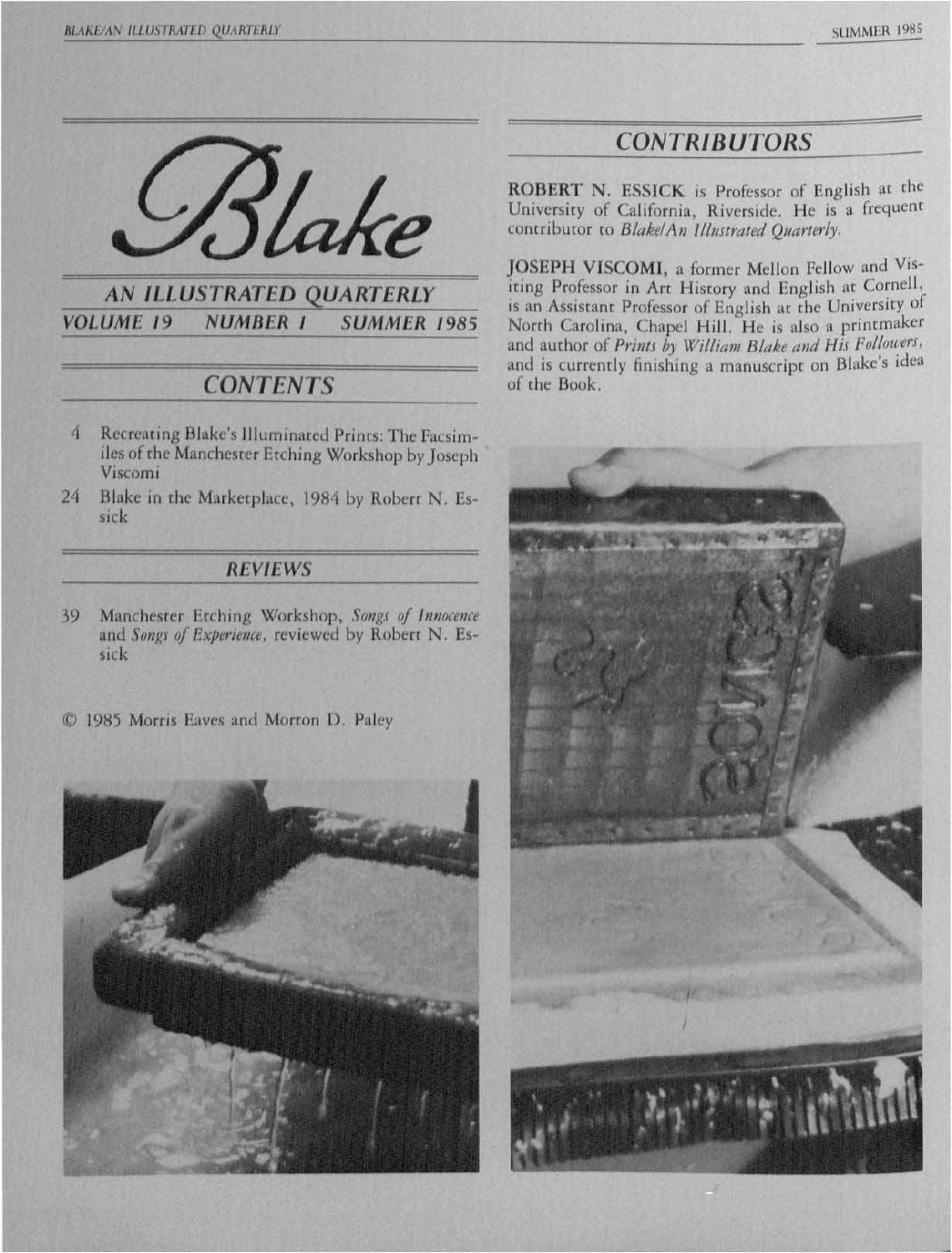# Blake

## AN ILLUSTRATED QUARTERLY

**VOLUME 19 NUMBER 1 SUMMER 1985**

## CONTENTS

4 Recreating Blake's Illuminated Prints: The Facsimiles of the Manchester Etching Workshop by Joseph Viscomi

24 Blake in the Marketplace, 1984 by Robert N. Essick

## REVIEWS

39 Manchester Etching Workshop, *Songs of Innocence* and *Songs of Experience*, reviewed by Robert N. Essick

© 1985 Morris Eaves and Morton D. Paley

## CONTRIBUTORS

**ROBERT N. ESSICK** is Professor of English at the University of California, Riverside. He is a frequent contributor to *Blake/An Illustrated Quarterly*.

**JOSEPH VISCOMI**, a former Mellon Fellow and Visiting Professor in Art History and English at Cornell, is an Assistant Professor of English at the University of North Carolina, Chapel Hill. He is also a printmaker and author of *Prints by William Blake and His Followers*, and is currently finishing a manuscript on Blake's idea of the Book.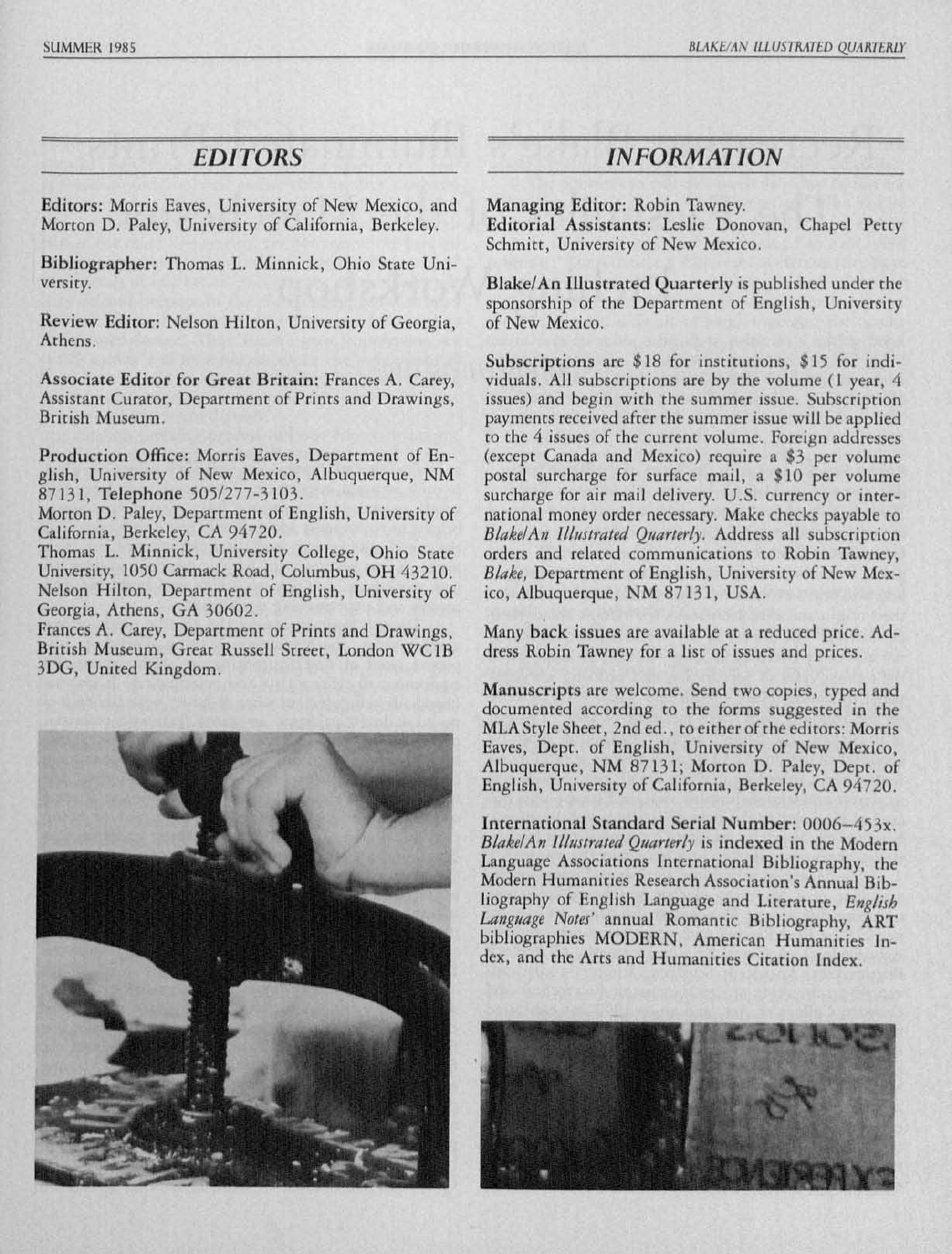## EDITORS

**Editors:** Morris Eaves, University of New Mexico, and Morton D. Paley, University of California, Berkeley.

**Bibliographer:** Thomas L. Minnick, Ohio State University.

**Review Editor:** Nelson Hilton, University of Georgia, Athens.

**Associate Editor for Great Britain:** Frances A. Carey, Assistant Curator, Department of Prints and Drawings, British Museum.

**Production Office:** Morris Eaves, Department of English, University of New Mexico, Albuquerque, NM 87131, **Telephone** 505/277-3103.

Morton D. Paley, Department of English, University of California, Berkeley, CA 94720.

Thomas L. Minnick, University College, Ohio State University, 1050 Carmack Road, Columbus, OH 43210.

Nelson Hilton, Department of English, University of Georgia, Athens, GA 30602.

Frances A. Carey, Department of Prints and Drawings, British Museum, Great Russell Street, London WC1B 3DG, United Kingdom.

## INFORMATION

**Managing Editor:** Robin Tawney.

**Editorial Assistants:** Leslie Donovan, Chapel Petty Schmitt, University of New Mexico.

**Blake/An Illustrated Quarterly** is published under the sponsorship of the Department of English, University of New Mexico.

**Subscriptions** are $18 for institutions, $15 for individuals. All subscriptions are by the volume (1 year, 4 issues) and begin with the summer issue. Subscription payments received after the summer issue will be applied to the 4 issues of the current volume. Foreign addresses (except Canada and Mexico) require a $3 per volume postal surcharge for surface mail, a $10 per volume surcharge for air mail delivery. U.S. currency or international money order necessary. Make checks payable to *Blake/An Illustrated Quarterly*. Address all subscription orders and related communications to Robin Tawney, *Blake*, Department of English, University of New Mexico, Albuquerque, NM 87131, USA.

Many **back issues** are available at a reduced price. Address Robin Tawney for a list of issues and prices.

**Manuscripts** are welcome. Send two copies, typed and documented according to the forms suggested in the MLA Style Sheet, 2nd ed., to either of the editors: Morris Eaves, Dept. of English, University of New Mexico, Albuquerque, NM 87131; Morton D. Paley, Dept. of English, University of California, Berkeley, CA 94720.

**International Standard Serial Number:** 0006–453x. *Blake/An Illustrated Quarterly* is **indexed** in the Modern Language Associations International Bibliography, the Modern Humanities Research Association's Annual Bibliography of English Language and Literature, *English Language Notes'* annual Romantic Bibliography, ART bibliographies MODERN, American Humanities Index, and the Arts and Humanities Citation Index.